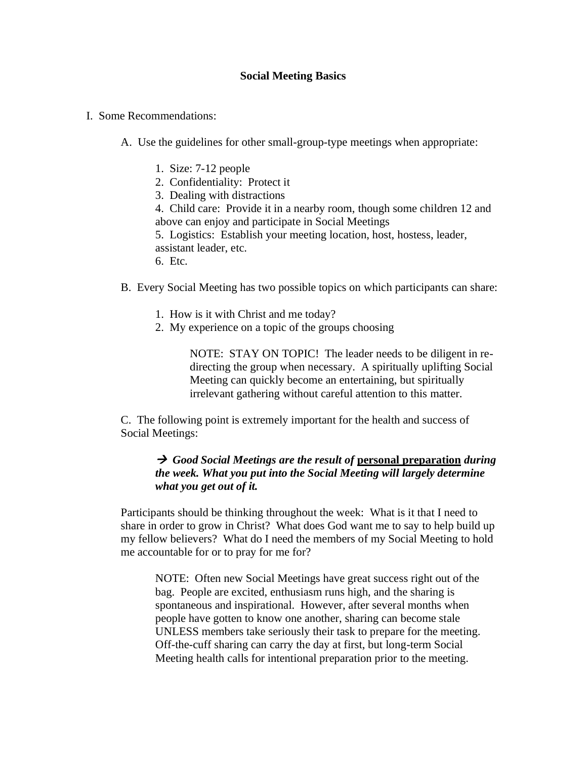# Social Meeting Basics

I. Some Recommendations:

A. Use the guidelines for other small-group-type meetings when appropriate:

1. Size: 7-12 people
2. Confidentiality: Protect it
3. Dealing with distractions
4. Child care: Provide it in a nearby room, though some children 12 and above can enjoy and participate in Social Meetings
5. Logistics: Establish your meeting location, host, hostess, leader, assistant leader, etc.
6. Etc.

B. Every Social Meeting has two possible topics on which participants can share:

1. How is it with Christ and me today?
2. My experience on a topic of the groups choosing

> NOTE: STAY ON TOPIC! The leader needs to be diligent in re-directing the group when necessary. A spiritually uplifting Social Meeting can quickly become an entertaining, but spiritually irrelevant gathering without careful attention to this matter.

C. The following point is extremely important for the health and success of Social Meetings:

> → ***Good Social Meetings are the result of*** **<u>personal preparation</u>** ***during the week. What you put into the Social Meeting will largely determine what you get out of it.***

Participants should be thinking throughout the week: What is it that I need to share in order to grow in Christ? What does God want me to say to help build up my fellow believers? What do I need the members of my Social Meeting to hold me accountable for or to pray for me for?

> NOTE: Often new Social Meetings have great success right out of the bag. People are excited, enthusiasm runs high, and the sharing is spontaneous and inspirational. However, after several months when people have gotten to know one another, sharing can become stale UNLESS members take seriously their task to prepare for the meeting. Off-the-cuff sharing can carry the day at first, but long-term Social Meeting health calls for intentional preparation prior to the meeting.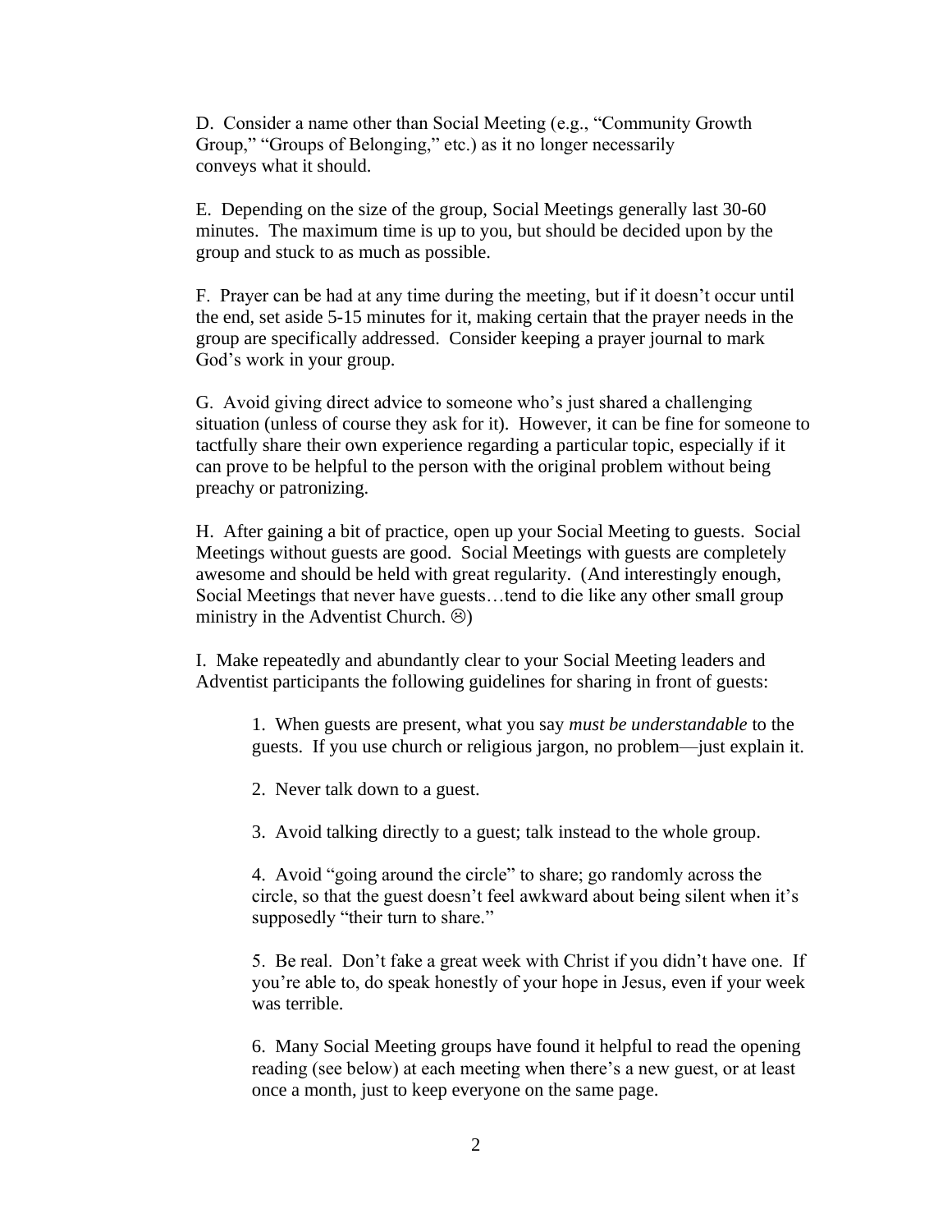D. Consider a name other than Social Meeting (e.g., "Community Growth Group," "Groups of Belonging," etc.) as it no longer necessarily conveys what it should.

E. Depending on the size of the group, Social Meetings generally last 30-60 minutes. The maximum time is up to you, but should be decided upon by the group and stuck to as much as possible.

F. Prayer can be had at any time during the meeting, but if it doesn't occur until the end, set aside 5-15 minutes for it, making certain that the prayer needs in the group are specifically addressed. Consider keeping a prayer journal to mark God's work in your group.

G. Avoid giving direct advice to someone who's just shared a challenging situation (unless of course they ask for it). However, it can be fine for someone to tactfully share their own experience regarding a particular topic, especially if it can prove to be helpful to the person with the original problem without being preachy or patronizing.

H. After gaining a bit of practice, open up your Social Meeting to guests. Social Meetings without guests are good. Social Meetings with guests are completely awesome and should be held with great regularity. (And interestingly enough, Social Meetings that never have guests…tend to die like any other small group ministry in the Adventist Church. ☹)

I. Make repeatedly and abundantly clear to your Social Meeting leaders and Adventist participants the following guidelines for sharing in front of guests:

> 1. When guests are present, what you say *must be understandable* to the guests. If you use church or religious jargon, no problem—just explain it.
>
> 2. Never talk down to a guest.
>
> 3. Avoid talking directly to a guest; talk instead to the whole group.
>
> 4. Avoid "going around the circle" to share; go randomly across the circle, so that the guest doesn't feel awkward about being silent when it's supposedly "their turn to share."
>
> 5. Be real. Don't fake a great week with Christ if you didn't have one. If you're able to, do speak honestly of your hope in Jesus, even if your week was terrible.
>
> 6. Many Social Meeting groups have found it helpful to read the opening reading (see below) at each meeting when there's a new guest, or at least once a month, just to keep everyone on the same page.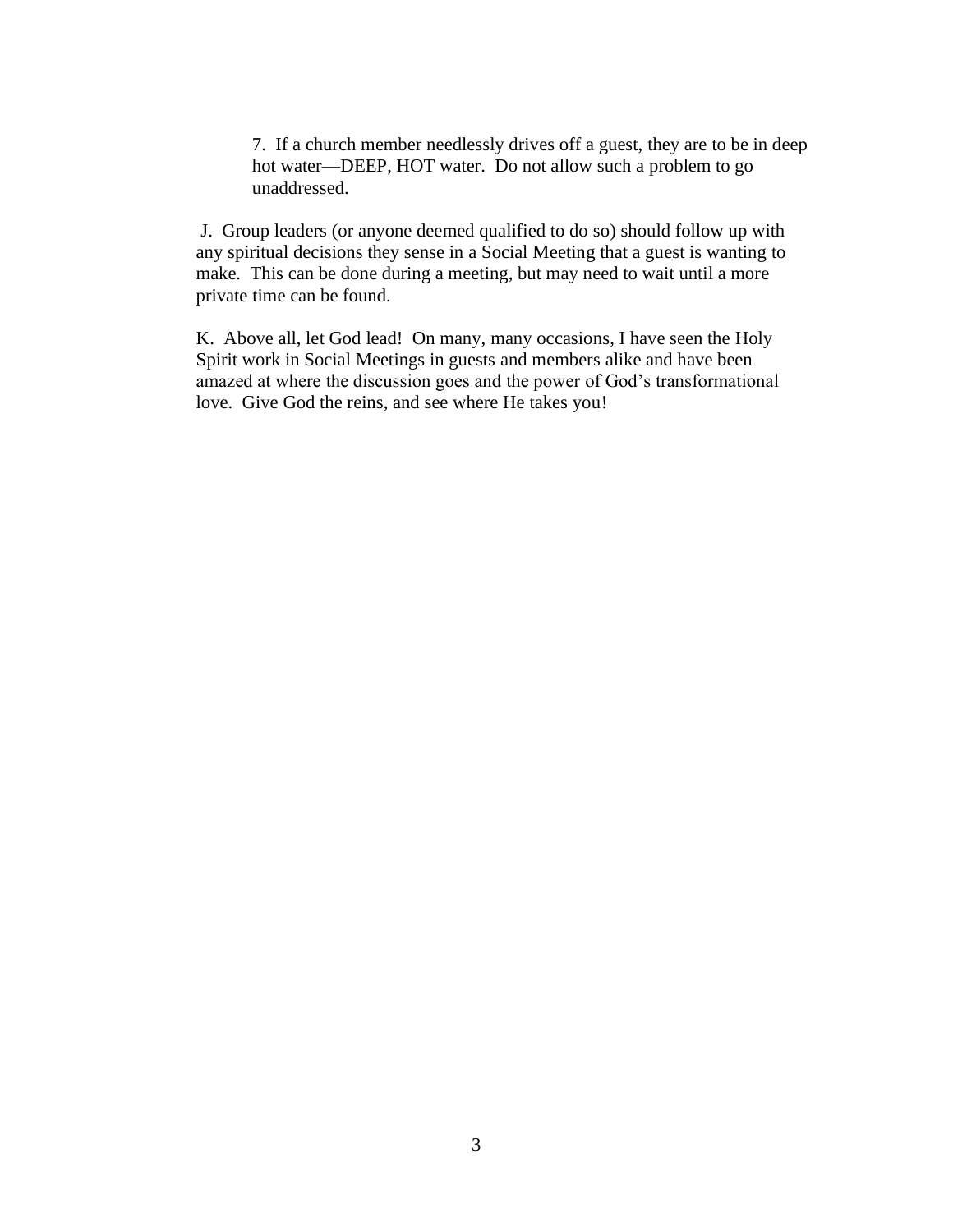7. If a church member needlessly drives off a guest, they are to be in deep hot water—DEEP, HOT water. Do not allow such a problem to go unaddressed.

J. Group leaders (or anyone deemed qualified to do so) should follow up with any spiritual decisions they sense in a Social Meeting that a guest is wanting to make. This can be done during a meeting, but may need to wait until a more private time can be found.

K. Above all, let God lead! On many, many occasions, I have seen the Holy Spirit work in Social Meetings in guests and members alike and have been amazed at where the discussion goes and the power of God's transformational love. Give God the reins, and see where He takes you!